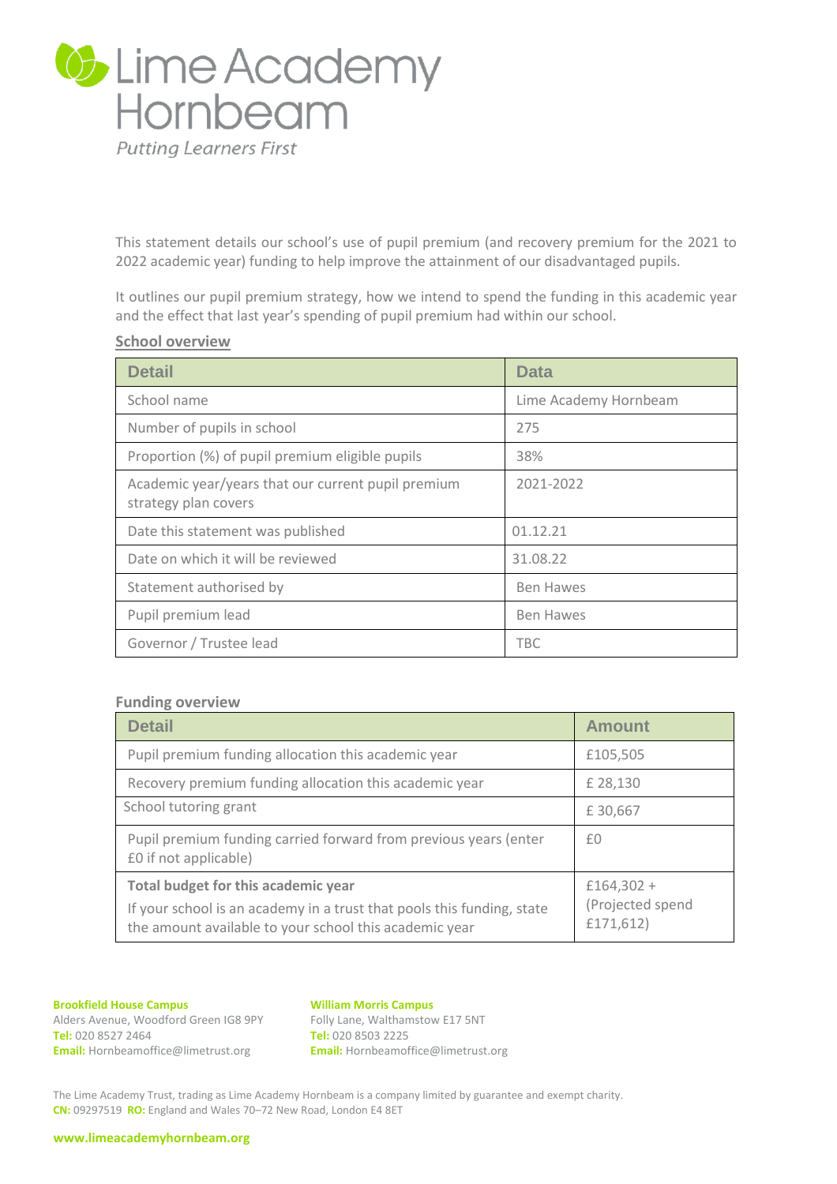# Lime Academy Hornbeam

*Putting Learners First*

This statement details our school's use of pupil premium (and recovery premium for the 2021 to 2022 academic year) funding to help improve the attainment of our disadvantaged pupils.

It outlines our pupil premium strategy, how we intend to spend the funding in this academic year and the effect that last year's spending of pupil premium had within our school.

## School overview

| Detail | Data |
| --- | --- |
| School name | Lime Academy Hornbeam |
| Number of pupils in school | 275 |
| Proportion (%) of pupil premium eligible pupils | 38% |
| Academic year/years that our current pupil premium strategy plan covers | 2021-2022 |
| Date this statement was published | 01.12.21 |
| Date on which it will be reviewed | 31.08.22 |
| Statement authorised by | Ben Hawes |
| Pupil premium lead | Ben Hawes |
| Governor / Trustee lead | TBC |

## Funding overview

| Detail | Amount |
| --- | --- |
| Pupil premium funding allocation this academic year | £105,505 |
| Recovery premium funding allocation this academic year | £ 28,130 |
| School tutoring grant | £ 30,667 |
| Pupil premium funding carried forward from previous years (enter £0 if not applicable) | £0 |
| **Total budget for this academic year**<br>If your school is an academy in a trust that pools this funding, state the amount available to your school this academic year | £164,302 + (Projected spend £171,612) |

**Brookfield House Campus**
Alders Avenue, Woodford Green IG8 9PY
**Tel:** 020 8527 2464
**Email:** Hornbeamoffice@limetrust.org

**William Morris Campus**
Folly Lane, Walthamstow E17 5NT
**Tel:** 020 8503 2225
**Email:** Hornbeamoffice@limetrust.org

The Lime Academy Trust, trading as Lime Academy Hornbeam is a company limited by guarantee and exempt charity.
**CN:** 09297519 **RO:** England and Wales 70–72 New Road, London E4 8ET

**www.limeacademyhornbeam.org**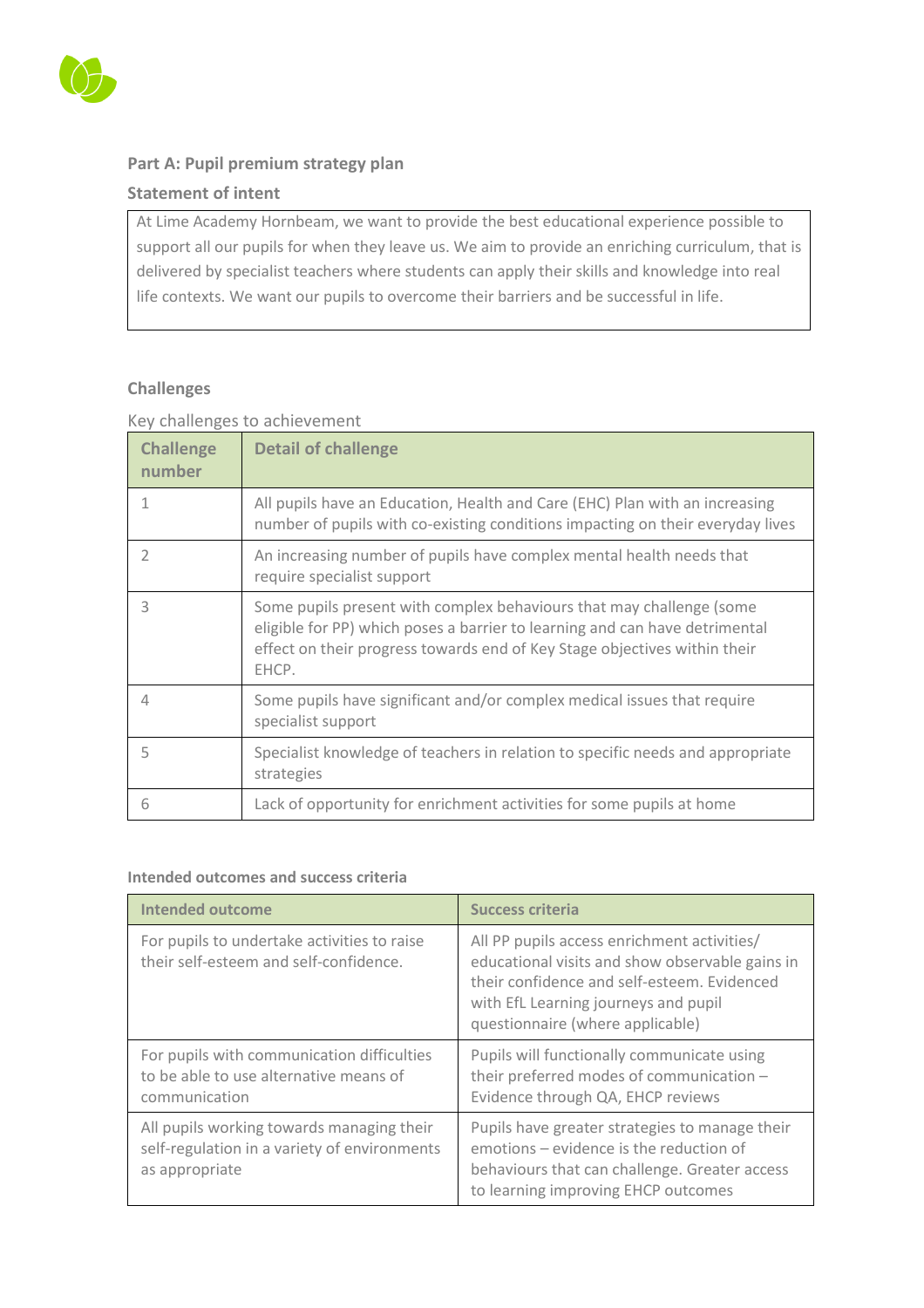## Part A: Pupil premium strategy plan

### Statement of intent

At Lime Academy Hornbeam, we want to provide the best educational experience possible to support all our pupils for when they leave us. We aim to provide an enriching curriculum, that is delivered by specialist teachers where students can apply their skills and knowledge into real life contexts. We want our pupils to overcome their barriers and be successful in life.

### Challenges

Key challenges to achievement

| Challenge number | Detail of challenge |
|---|---|
| 1 | All pupils have an Education, Health and Care (EHC) Plan with an increasing number of pupils with co-existing conditions impacting on their everyday lives |
| 2 | An increasing number of pupils have complex mental health needs that require specialist support |
| 3 | Some pupils present with complex behaviours that may challenge (some eligible for PP) which poses a barrier to learning and can have detrimental effect on their progress towards end of Key Stage objectives within their EHCP. |
| 4 | Some pupils have significant and/or complex medical issues that require specialist support |
| 5 | Specialist knowledge of teachers in relation to specific needs and appropriate strategies |
| 6 | Lack of opportunity for enrichment activities for some pupils at home |

### Intended outcomes and success criteria

| Intended outcome | Success criteria |
|---|---|
| For pupils to undertake activities to raise their self-esteem and self-confidence. | All PP pupils access enrichment activities/ educational visits and show observable gains in their confidence and self-esteem. Evidenced with EfL Learning journeys and pupil questionnaire (where applicable) |
| For pupils with communication difficulties to be able to use alternative means of communication | Pupils will functionally communicate using their preferred modes of communication – Evidence through QA, EHCP reviews |
| All pupils working towards managing their self-regulation in a variety of environments as appropriate | Pupils have greater strategies to manage their emotions – evidence is the reduction of behaviours that can challenge. Greater access to learning improving EHCP outcomes |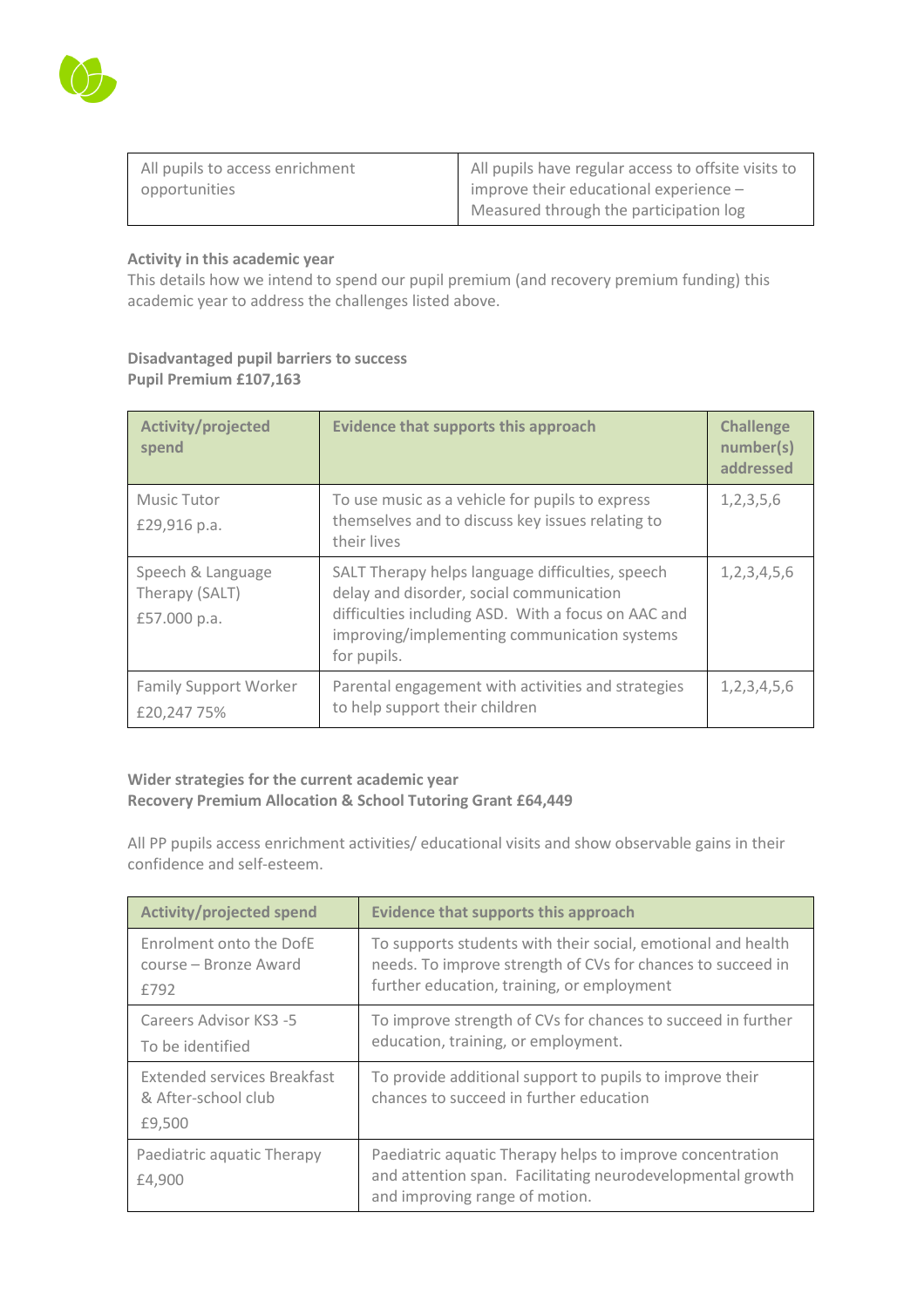| All pupils to access enrichment opportunities | All pupils have regular access to offsite visits to improve their educational experience – Measured through the participation log |
|---|---|

**Activity in this academic year**

This details how we intend to spend our pupil premium (and recovery premium funding) this academic year to address the challenges listed above.

**Disadvantaged pupil barriers to success**
**Pupil Premium £107,163**

| Activity/projected spend | Evidence that supports this approach | Challenge number(s) addressed |
|---|---|---|
| Music Tutor<br>£29,916 p.a. | To use music as a vehicle for pupils to express themselves and to discuss key issues relating to their lives | 1,2,3,5,6 |
| Speech & Language Therapy (SALT)<br>£57.000 p.a. | SALT Therapy helps language difficulties, speech delay and disorder, social communication difficulties including ASD. With a focus on AAC and improving/implementing communication systems for pupils. | 1,2,3,4,5,6 |
| Family Support Worker<br>£20,247 75% | Parental engagement with activities and strategies to help support their children | 1,2,3,4,5,6 |

**Wider strategies for the current academic year**
**Recovery Premium Allocation & School Tutoring Grant £64,449**

All PP pupils access enrichment activities/ educational visits and show observable gains in their confidence and self-esteem.

| Activity/projected spend | Evidence that supports this approach |
|---|---|
| Enrolment onto the DofE course – Bronze Award<br>£792 | To supports students with their social, emotional and health needs. To improve strength of CVs for chances to succeed in further education, training, or employment |
| Careers Advisor KS3 -5<br>To be identified | To improve strength of CVs for chances to succeed in further education, training, or employment. |
| Extended services Breakfast & After-school club<br>£9,500 | To provide additional support to pupils to improve their chances to succeed in further education |
| Paediatric aquatic Therapy<br>£4,900 | Paediatric aquatic Therapy helps to improve concentration and attention span. Facilitating neurodevelopmental growth and improving range of motion. |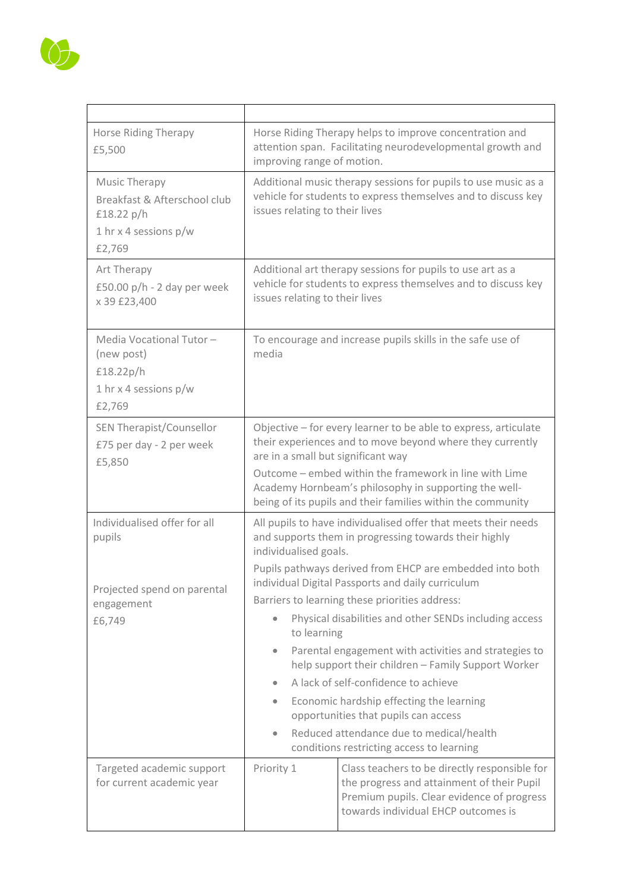| | | |
|---|---|---|
| Horse Riding Therapy<br>£5,500 | Horse Riding Therapy helps to improve concentration and attention span. Facilitating neurodevelopmental growth and improving range of motion. | |
| Music Therapy<br>Breakfast & Afterschool club £18.22 p/h<br>1 hr x 4 sessions p/w<br>£2,769 | Additional music therapy sessions for pupils to use music as a vehicle for students to express themselves and to discuss key issues relating to their lives | |
| Art Therapy<br>£50.00 p/h - 2 day per week x 39 £23,400 | Additional art therapy sessions for pupils to use art as a vehicle for students to express themselves and to discuss key issues relating to their lives | |
| Media Vocational Tutor – (new post)<br>£18.22p/h<br>1 hr x 4 sessions p/w<br>£2,769 | To encourage and increase pupils skills in the safe use of media | |
| SEN Therapist/Counsellor<br>£75 per day - 2 per week<br>£5,850 | Objective – for every learner to be able to express, articulate their experiences and to move beyond where they currently are in a small but significant way<br>Outcome – embed within the framework in line with Lime Academy Hornbeam's philosophy in supporting the well-being of its pupils and their families within the community | |
| Individualised offer for all pupils<br><br>Projected spend on parental engagement<br>£6,749 | All pupils to have individualised offer that meets their needs and supports them in progressing towards their highly individualised goals.<br>Pupils pathways derived from EHCP are embedded into both individual Digital Passports and daily curriculum<br>Barriers to learning these priorities address:<br>• Physical disabilities and other SENDs including access to learning<br>• Parental engagement with activities and strategies to help support their children – Family Support Worker<br>• A lack of self-confidence to achieve<br>• Economic hardship effecting the learning opportunities that pupils can access<br>• Reduced attendance due to medical/health conditions restricting access to learning | |
| Targeted academic support for current academic year | Priority 1 | Class teachers to be directly responsible for the progress and attainment of their Pupil Premium pupils. Clear evidence of progress towards individual EHCP outcomes is |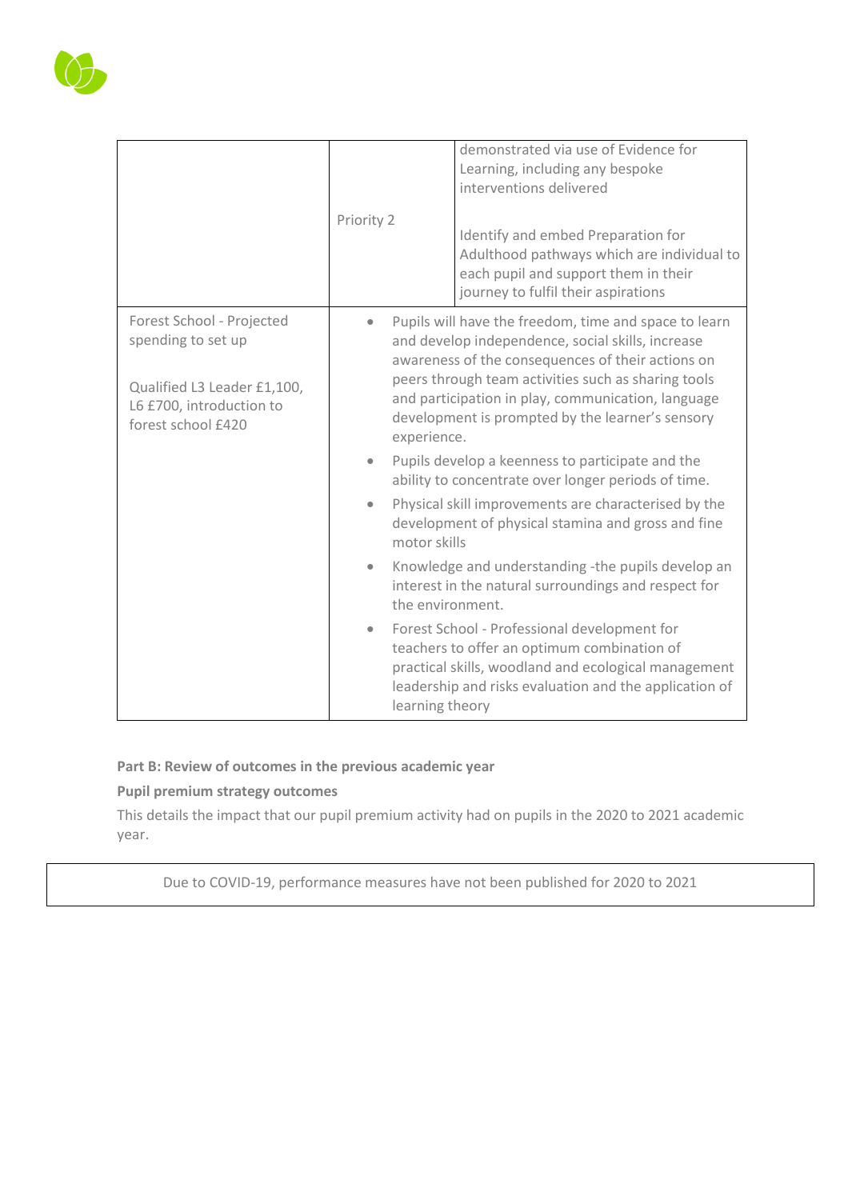| | | |
|---|---|---|
| | Priority 2 | demonstrated via use of Evidence for Learning, including any bespoke interventions delivered<br><br>Identify and embed Preparation for Adulthood pathways which are individual to each pupil and support them in their journey to fulfil their aspirations |
| Forest School - Projected spending to set up<br><br>Qualified L3 Leader £1,100, L6 £700, introduction to forest school £420 | <ul><li>Pupils will have the freedom, time and space to learn and develop independence, social skills, increase awareness of the consequences of their actions on peers through team activities such as sharing tools and participation in play, communication, language development is prompted by the learner's sensory experience.</li><li>Pupils develop a keenness to participate and the ability to concentrate over longer periods of time.</li><li>Physical skill improvements are characterised by the development of physical stamina and gross and fine motor skills</li><li>Knowledge and understanding -the pupils develop an interest in the natural surroundings and respect for the environment.</li><li>Forest School - Professional development for teachers to offer an optimum combination of practical skills, woodland and ecological management leadership and risks evaluation and the application of learning theory</li></ul> | |

**Part B: Review of outcomes in the previous academic year**

**Pupil premium strategy outcomes**

This details the impact that our pupil premium activity had on pupils in the 2020 to 2021 academic year.

| Due to COVID-19, performance measures have not been published for 2020 to 2021 |
|---|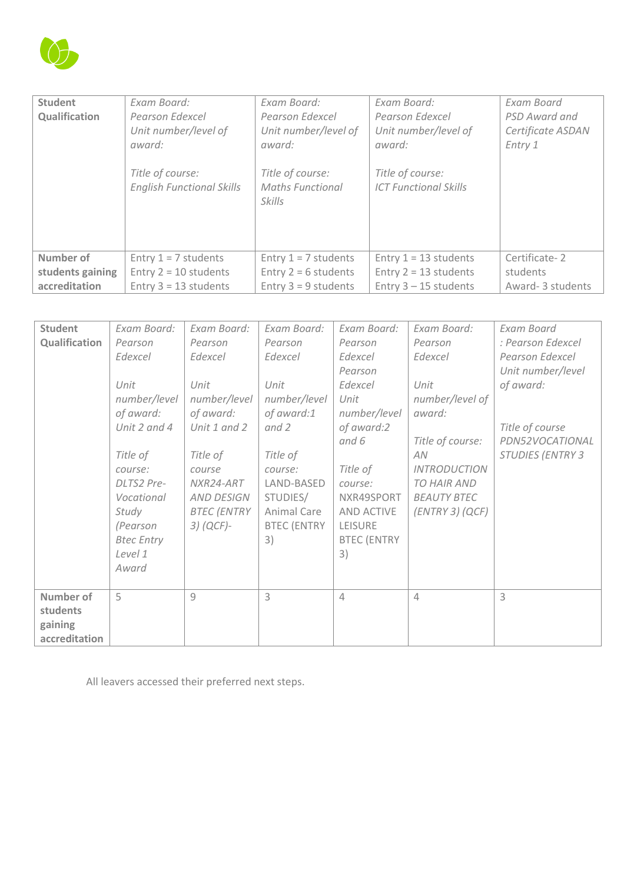| Student Qualification | Exam Board: Pearson Edexcel<br>Unit number/level of award:<br><br>Title of course: English Functional Skills | Exam Board: Pearson Edexcel<br>Unit number/level of award:<br><br>Title of course: Maths Functional Skills | Exam Board: Pearson Edexcel<br>Unit number/level of award:<br><br>Title of course: ICT Functional Skills | Exam Board PSD Award and Certificate ASDAN Entry 1 |
|---|---|---|---|---|
| Number of students gaining accreditation | Entry 1 = 7 students<br>Entry 2 = 10 students<br>Entry 3 = 13 students | Entry 1 = 7 students<br>Entry 2 = 6 students<br>Entry 3 = 9 students | Entry 1 = 13 students<br>Entry 2 = 13 students<br>Entry 3 – 15 students | Certificate- 2 students<br>Award- 3 students |

| Student Qualification | Exam Board: Pearson Edexcel<br><br>Unit number/level of award: Unit 2 and 4<br><br>Title of course: DLTS2 Pre-Vocational Study (Pearson Btec Entry Level 1 Award | Exam Board: Pearson Edexcel<br><br>Unit number/level of award: Unit 1 and 2<br><br>Title of course NXR24-ART AND DESIGN BTEC (ENTRY 3) (QCF)- | Exam Board: Pearson Edexcel<br><br>Unit number/level of award:1 and 2<br><br>Title of course: LAND-BASED STUDIES/ Animal Care BTEC (ENTRY 3) | Exam Board: Pearson Edexcel Pearson Edexcel Unit number/level of award:2 and 6<br><br>Title of course: NXR49SPORT AND ACTIVE LEISURE BTEC (ENTRY 3) | Exam Board: Pearson Edexcel<br><br>Unit number/level of award:<br><br>Title of course: AN INTRODUCTION TO HAIR AND BEAUTY BTEC (ENTRY 3) (QCF) | Exam Board : Pearson Edexcel Pearson Edexcel Unit number/level of award:<br><br>Title of course PDN52VOCATIONAL STUDIES (ENTRY 3 |
|---|---|---|---|---|---|---|
| Number of students gaining accreditation | 5 | 9 | 3 | 4 | 4 | 3 |

All leavers accessed their preferred next steps.